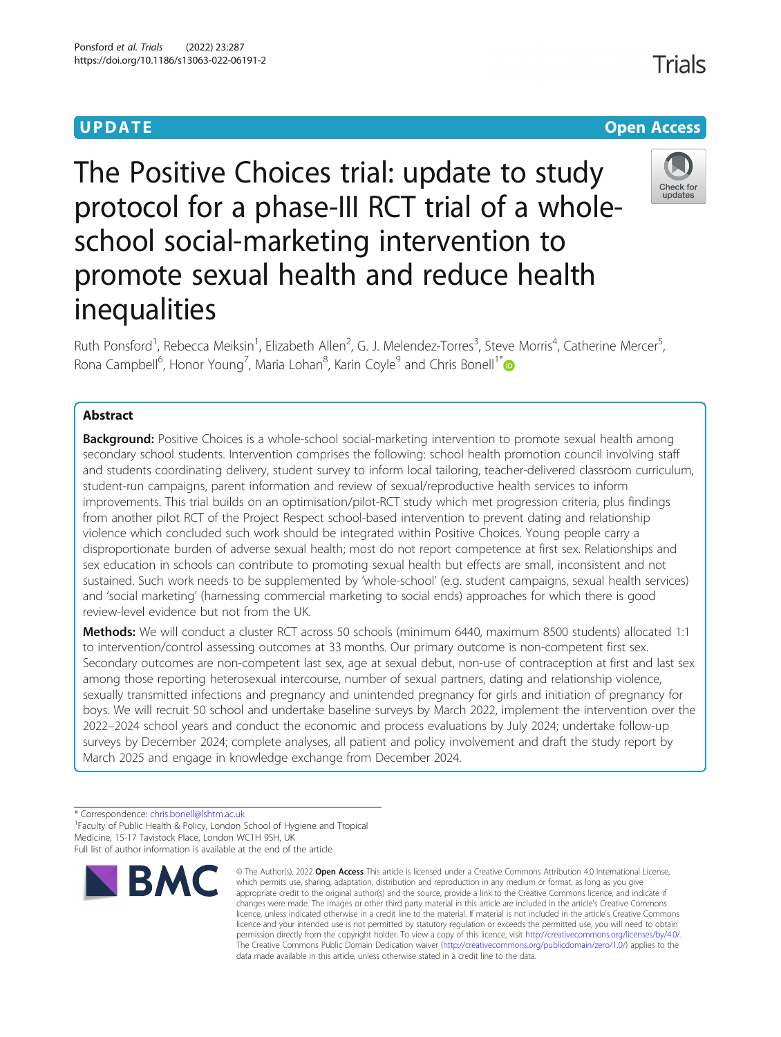UPDATE

Open Access

# The Positive Choices trial: update to study protocol for a phase-III RCT trial of a whole-school social-marketing intervention to promote sexual health and reduce health inequalities

Ruth Ponsford[1], Rebecca Meiksin[1], Elizabeth Allen[2], G. J. Melendez-Torres[3], Steve Morris[4], Catherine Mercer[5], Rona Campbell[6], Honor Young[7], Maria Lohan[8], Karin Coyle[9] and Chris Bonell[1*]

## Abstract

**Background:** Positive Choices is a whole-school social-marketing intervention to promote sexual health among secondary school students. Intervention comprises the following: school health promotion council involving staff and students coordinating delivery, student survey to inform local tailoring, teacher-delivered classroom curriculum, student-run campaigns, parent information and review of sexual/reproductive health services to inform improvements. This trial builds on an optimisation/pilot-RCT study which met progression criteria, plus findings from another pilot RCT of the Project Respect school-based intervention to prevent dating and relationship violence which concluded such work should be integrated within Positive Choices. Young people carry a disproportionate burden of adverse sexual health; most do not report competence at first sex. Relationships and sex education in schools can contribute to promoting sexual health but effects are small, inconsistent and not sustained. Such work needs to be supplemented by 'whole-school' (e.g. student campaigns, sexual health services) and 'social marketing' (harnessing commercial marketing to social ends) approaches for which there is good review-level evidence but not from the UK.

**Methods:** We will conduct a cluster RCT across 50 schools (minimum 6440, maximum 8500 students) allocated 1:1 to intervention/control assessing outcomes at 33 months. Our primary outcome is non-competent first sex. Secondary outcomes are non-competent last sex, age at sexual debut, non-use of contraception at first and last sex among those reporting heterosexual intercourse, number of sexual partners, dating and relationship violence, sexually transmitted infections and pregnancy and unintended pregnancy for girls and initiation of pregnancy for boys. We will recruit 50 school and undertake baseline surveys by March 2022, implement the intervention over the 2022–2024 school years and conduct the economic and process evaluations by July 2024; undertake follow-up surveys by December 2024; complete analyses, all patient and policy involvement and draft the study report by March 2025 and engage in knowledge exchange from December 2024.

\* Correspondence: chris.bonell@lshtm.ac.uk
[1]Faculty of Public Health & Policy, London School of Hygiene and Tropical Medicine, 15-17 Tavistock Place, London WC1H 9SH, UK
Full list of author information is available at the end of the article

© The Author(s). 2022 **Open Access** This article is licensed under a Creative Commons Attribution 4.0 International License, which permits use, sharing, adaptation, distribution and reproduction in any medium or format, as long as you give appropriate credit to the original author(s) and the source, provide a link to the Creative Commons licence, and indicate if changes were made. The images or other third party material in this article are included in the article's Creative Commons licence, unless indicated otherwise in a credit line to the material. If material is not included in the article's Creative Commons licence and your intended use is not permitted by statutory regulation or exceeds the permitted use, you will need to obtain permission directly from the copyright holder. To view a copy of this licence, visit http://creativecommons.org/licenses/by/4.0/. The Creative Commons Public Domain Dedication waiver (http://creativecommons.org/publicdomain/zero/1.0/) applies to the data made available in this article, unless otherwise stated in a credit line to the data.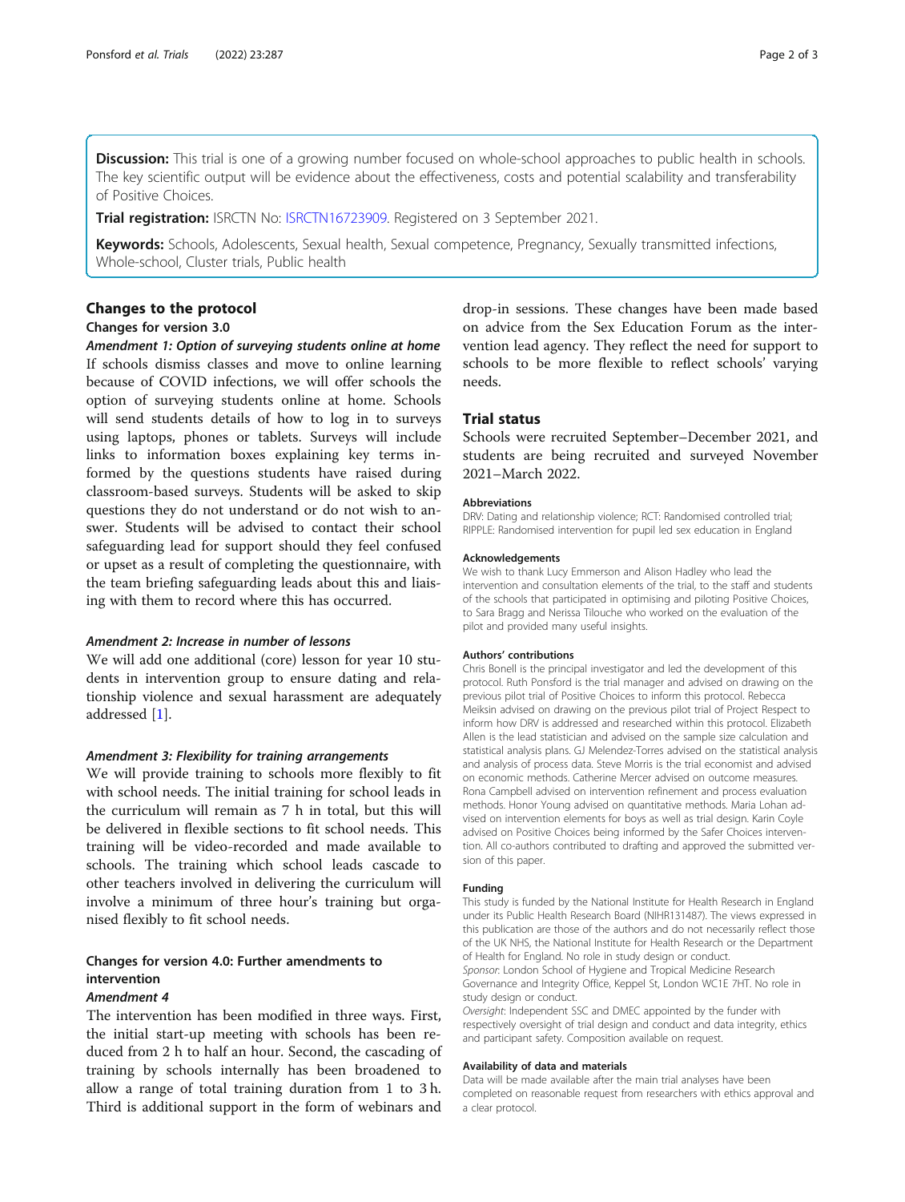**Discussion:** This trial is one of a growing number focused on whole-school approaches to public health in schools. The key scientific output will be evidence about the effectiveness, costs and potential scalability and transferability of Positive Choices.

**Trial registration:** ISRCTN No: ISRCTN16723909. Registered on 3 September 2021.

**Keywords:** Schools, Adolescents, Sexual health, Sexual competence, Pregnancy, Sexually transmitted infections, Whole-school, Cluster trials, Public health

## Changes to the protocol

### Changes for version 3.0

#### *Amendment 1: Option of surveying students online at home*

If schools dismiss classes and move to online learning because of COVID infections, we will offer schools the option of surveying students online at home. Schools will send students details of how to log in to surveys using laptops, phones or tablets. Surveys will include links to information boxes explaining key terms informed by the questions students have raised during classroom-based surveys. Students will be asked to skip questions they do not understand or do not wish to answer. Students will be advised to contact their school safeguarding lead for support should they feel confused or upset as a result of completing the questionnaire, with the team briefing safeguarding leads about this and liaising with them to record where this has occurred.

#### *Amendment 2: Increase in number of lessons*

We will add one additional (core) lesson for year 10 students in intervention group to ensure dating and relationship violence and sexual harassment are adequately addressed [1].

#### *Amendment 3: Flexibility for training arrangements*

We will provide training to schools more flexibly to fit with school needs. The initial training for school leads in the curriculum will remain as 7 h in total, but this will be delivered in flexible sections to fit school needs. This training will be video-recorded and made available to schools. The training which school leads cascade to other teachers involved in delivering the curriculum will involve a minimum of three hour's training but organised flexibly to fit school needs.

### Changes for version 4.0: Further amendments to intervention

#### *Amendment 4*

The intervention has been modified in three ways. First, the initial start-up meeting with schools has been reduced from 2 h to half an hour. Second, the cascading of training by schools internally has been broadened to allow a range of total training duration from 1 to 3 h. Third is additional support in the form of webinars and drop-in sessions. These changes have been made based on advice from the Sex Education Forum as the intervention lead agency. They reflect the need for support to schools to be more flexible to reflect schools' varying needs.

## Trial status

Schools were recruited September–December 2021, and students are being recruited and surveyed November 2021–March 2022.

#### Abbreviations

DRV: Dating and relationship violence; RCT: Randomised controlled trial; RIPPLE: Randomised intervention for pupil led sex education in England

#### Acknowledgements

We wish to thank Lucy Emmerson and Alison Hadley who lead the intervention and consultation elements of the trial, to the staff and students of the schools that participated in optimising and piloting Positive Choices, to Sara Bragg and Nerissa Tilouche who worked on the evaluation of the pilot and provided many useful insights.

#### Authors' contributions

Chris Bonell is the principal investigator and led the development of this protocol. Ruth Ponsford is the trial manager and advised on drawing on the previous pilot trial of Positive Choices to inform this protocol. Rebecca Meiksin advised on drawing on the previous pilot trial of Project Respect to inform how DRV is addressed and researched within this protocol. Elizabeth Allen is the lead statistician and advised on the sample size calculation and statistical analysis plans. GJ Melendez-Torres advised on the statistical analysis and analysis of process data. Steve Morris is the trial economist and advised on economic methods. Catherine Mercer advised on outcome measures. Rona Campbell advised on intervention refinement and process evaluation methods. Honor Young advised on quantitative methods. Maria Lohan advised on intervention elements for boys as well as trial design. Karin Coyle advised on Positive Choices being informed by the Safer Choices intervention. All co-authors contributed to drafting and approved the submitted version of this paper.

#### Funding

This study is funded by the National Institute for Health Research in England under its Public Health Research Board (NIHR131487). The views expressed in this publication are those of the authors and do not necessarily reflect those of the UK NHS, the National Institute for Health Research or the Department of Health for England. No role in study design or conduct.

*Sponsor*: London School of Hygiene and Tropical Medicine Research Governance and Integrity Office, Keppel St, London WC1E 7HT. No role in study design or conduct.

*Oversight*: Independent SSC and DMEC appointed by the funder with respectively oversight of trial design and conduct and data integrity, ethics and participant safety. Composition available on request.

#### Availability of data and materials

Data will be made available after the main trial analyses have been completed on reasonable request from researchers with ethics approval and a clear protocol.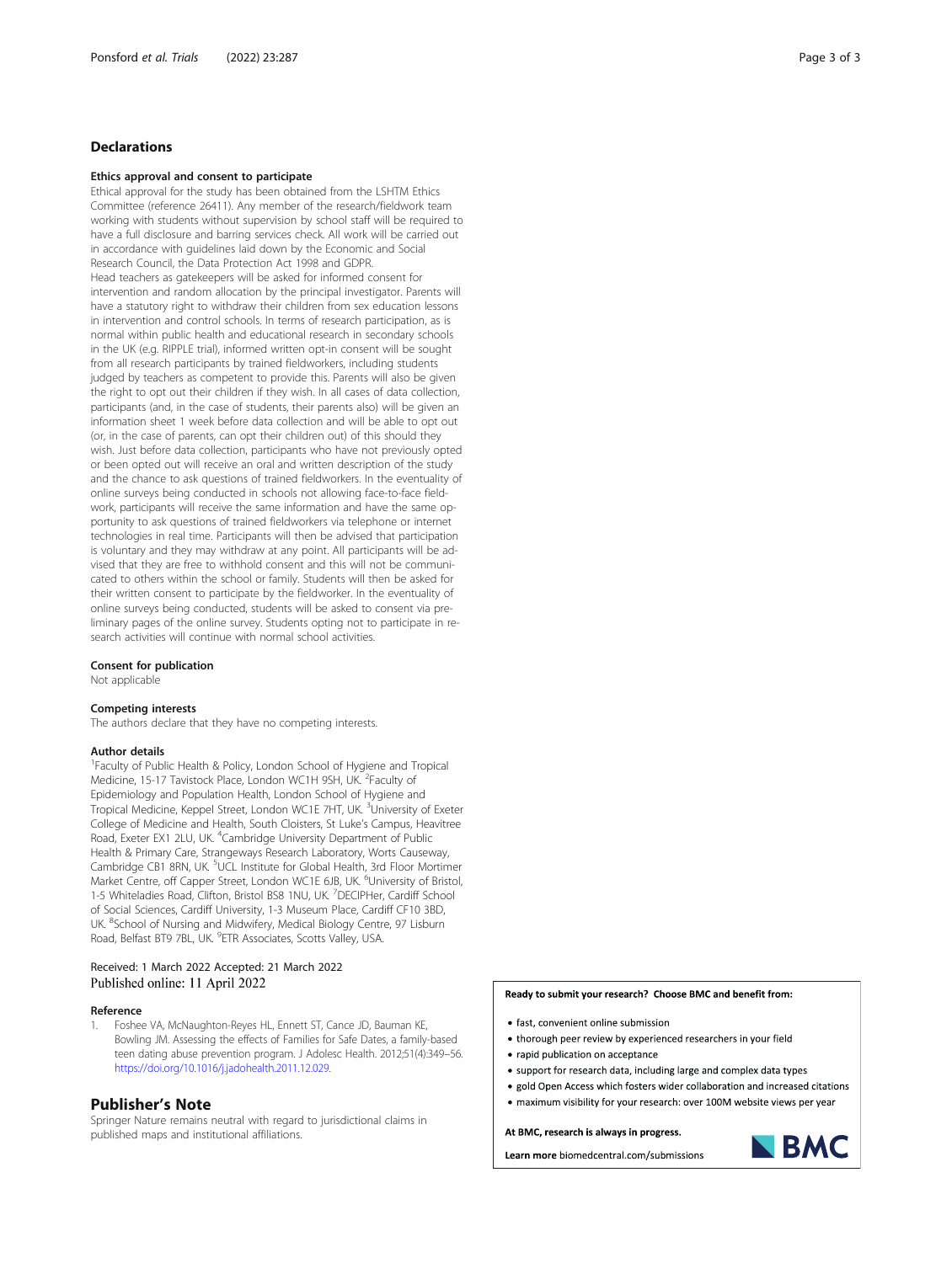## Declarations

### Ethics approval and consent to participate

Ethical approval for the study has been obtained from the LSHTM Ethics Committee (reference 26411). Any member of the research/fieldwork team working with students without supervision by school staff will be required to have a full disclosure and barring services check. All work will be carried out in accordance with guidelines laid down by the Economic and Social Research Council, the Data Protection Act 1998 and GDPR.

Head teachers as gatekeepers will be asked for informed consent for intervention and random allocation by the principal investigator. Parents will have a statutory right to withdraw their children from sex education lessons in intervention and control schools. In terms of research participation, as is normal within public health and educational research in secondary schools in the UK (e.g. RIPPLE trial), informed written opt-in consent will be sought from all research participants by trained fieldworkers, including students judged by teachers as competent to provide this. Parents will also be given the right to opt out their children if they wish. In all cases of data collection, participants (and, in the case of students, their parents also) will be given an information sheet 1 week before data collection and will be able to opt out (or, in the case of parents, can opt their children out) of this should they wish. Just before data collection, participants who have not previously opted or been opted out will receive an oral and written description of the study and the chance to ask questions of trained fieldworkers. In the eventuality of online surveys being conducted in schools not allowing face-to-face fieldwork, participants will receive the same information and have the same opportunity to ask questions of trained fieldworkers via telephone or internet technologies in real time. Participants will then be advised that participation is voluntary and they may withdraw at any point. All participants will be advised that they are free to withhold consent and this will not be communicated to others within the school or family. Students will then be asked for their written consent to participate by the fieldworker. In the eventuality of online surveys being conducted, students will be asked to consent via preliminary pages of the online survey. Students opting not to participate in research activities will continue with normal school activities.

### Consent for publication

Not applicable

### Competing interests

The authors declare that they have no competing interests.

### Author details

[1]Faculty of Public Health & Policy, London School of Hygiene and Tropical Medicine, 15-17 Tavistock Place, London WC1H 9SH, UK. [2]Faculty of Epidemiology and Population Health, London School of Hygiene and Tropical Medicine, Keppel Street, London WC1E 7HT, UK. [3]University of Exeter College of Medicine and Health, South Cloisters, St Luke's Campus, Heavitree Road, Exeter EX1 2LU, UK. [4]Cambridge University Department of Public Health & Primary Care, Strangeways Research Laboratory, Worts Causeway, Cambridge CB1 8RN, UK. [5]UCL Institute for Global Health, 3rd Floor Mortimer Market Centre, off Capper Street, London WC1E 6JB, UK. [6]University of Bristol, 1-5 Whiteladies Road, Clifton, Bristol BS8 1NU, UK. [7]DECIPHer, Cardiff School of Social Sciences, Cardiff University, 1-3 Museum Place, Cardiff CF10 3BD, UK. [8]School of Nursing and Midwifery, Medical Biology Centre, 97 Lisburn Road, Belfast BT9 7BL, UK. [9]ETR Associates, Scotts Valley, USA.

Received: 1 March 2022 Accepted: 21 March 2022
Published online: 11 April 2022

### Reference

1. Foshee VA, McNaughton-Reyes HL, Ennett ST, Cance JD, Bauman KE, Bowling JM. Assessing the effects of Families for Safe Dates, a family-based teen dating abuse prevention program. J Adolesc Health. 2012;51(4):349–56. https://doi.org/10.1016/j.jadohealth.2011.12.029.

## Publisher's Note

Springer Nature remains neutral with regard to jurisdictional claims in published maps and institutional affiliations.

**Ready to submit your research? Choose BMC and benefit from:**

- fast, convenient online submission
- thorough peer review by experienced researchers in your field
- rapid publication on acceptance
- support for research data, including large and complex data types
- gold Open Access which fosters wider collaboration and increased citations
- maximum visibility for your research: over 100M website views per year

**At BMC, research is always in progress.**

**Learn more** biomedcentral.com/submissions